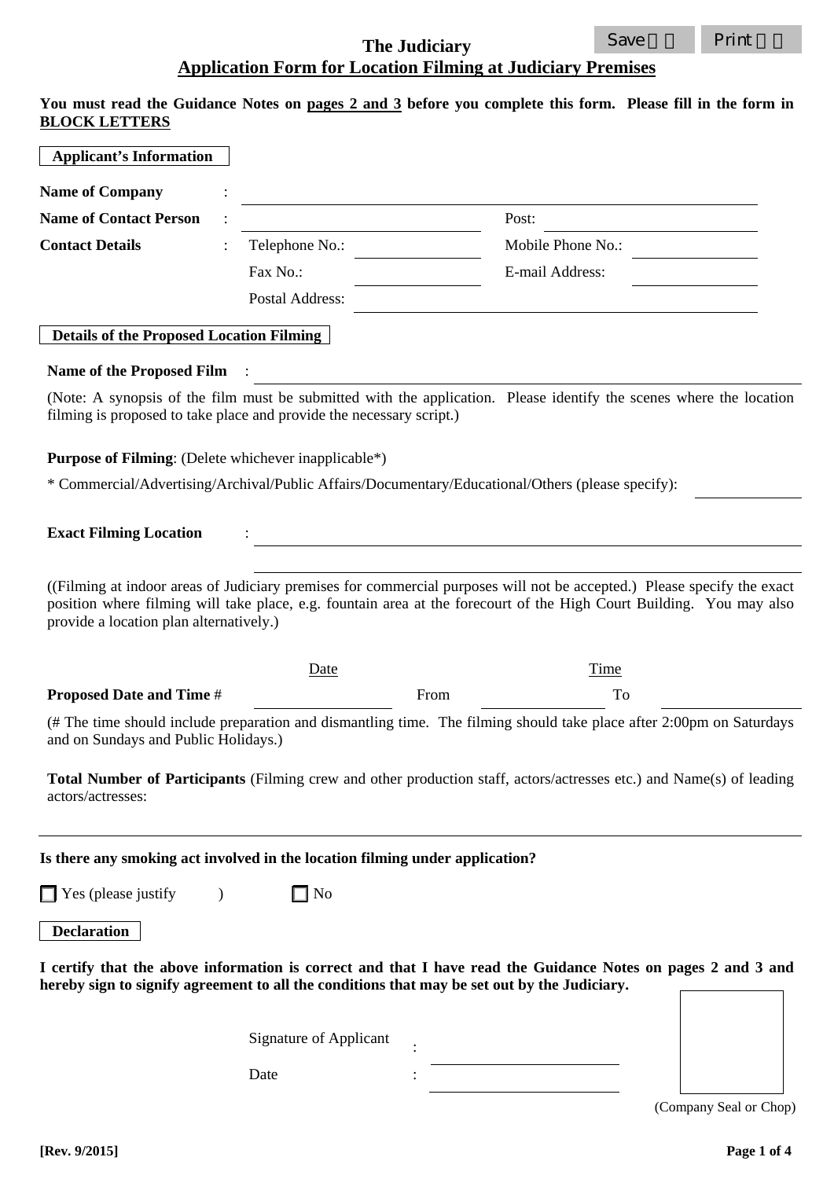# The Judiciary

## Application Form for Location Filming at Judiciary Premises

**You must read the Guidance Notes on pages 2 and 3 before you complete this form. Please fill in the form in BLOCK LETTERS**

**Applicant's Information**

**Name of Company** : ______________________________

**Name of Contact Person** : ______________________ Post: ______________________

**Contact Details** : Telephone No.: ______________ Mobile Phone No.: ______________

Fax No.: ______________ E-mail Address: ______________

Postal Address: ______________________________

**Details of the Proposed Location Filming**

**Name of the Proposed Film** : ______________________________

(Note: A synopsis of the film must be submitted with the application. Please identify the scenes where the location filming is proposed to take place and provide the necessary script.)

**Purpose of Filming**: (Delete whichever inapplicable*)

* Commercial/Advertising/Archival/Public Affairs/Documentary/Educational/Others (please specify): ______________

**Exact Filming Location** : ______________________________

______________________________

((Filming at indoor areas of Judiciary premises for commercial purposes will not be accepted.) Please specify the exact position where filming will take place, e.g. fountain area at the forecourt of the High Court Building. You may also provide a location plan alternatively.)

| | Date | | Time | | |
|---|---|---|---|---|---|
| **Proposed Date and Time** # | ______________ | From | ______________ | To | ______________ |

(# The time should include preparation and dismantling time. The filming should take place after 2:00pm on Saturdays and on Sundays and Public Holidays.)

**Total Number of Participants** (Filming crew and other production staff, actors/actresses etc.) and Name(s) of leading actors/actresses:

______________________________

**Is there any smoking act involved in the location filming under application?**

☐ Yes (please justify ) ☐ No

**Declaration**

**I certify that the above information is correct and that I have read the Guidance Notes on pages 2 and 3 and hereby sign to signify agreement to all the conditions that may be set out by the Judiciary.**

Signature of Applicant : ______________________

Date : ______________________

(Company Seal or Chop)

[Rev. 9/2015]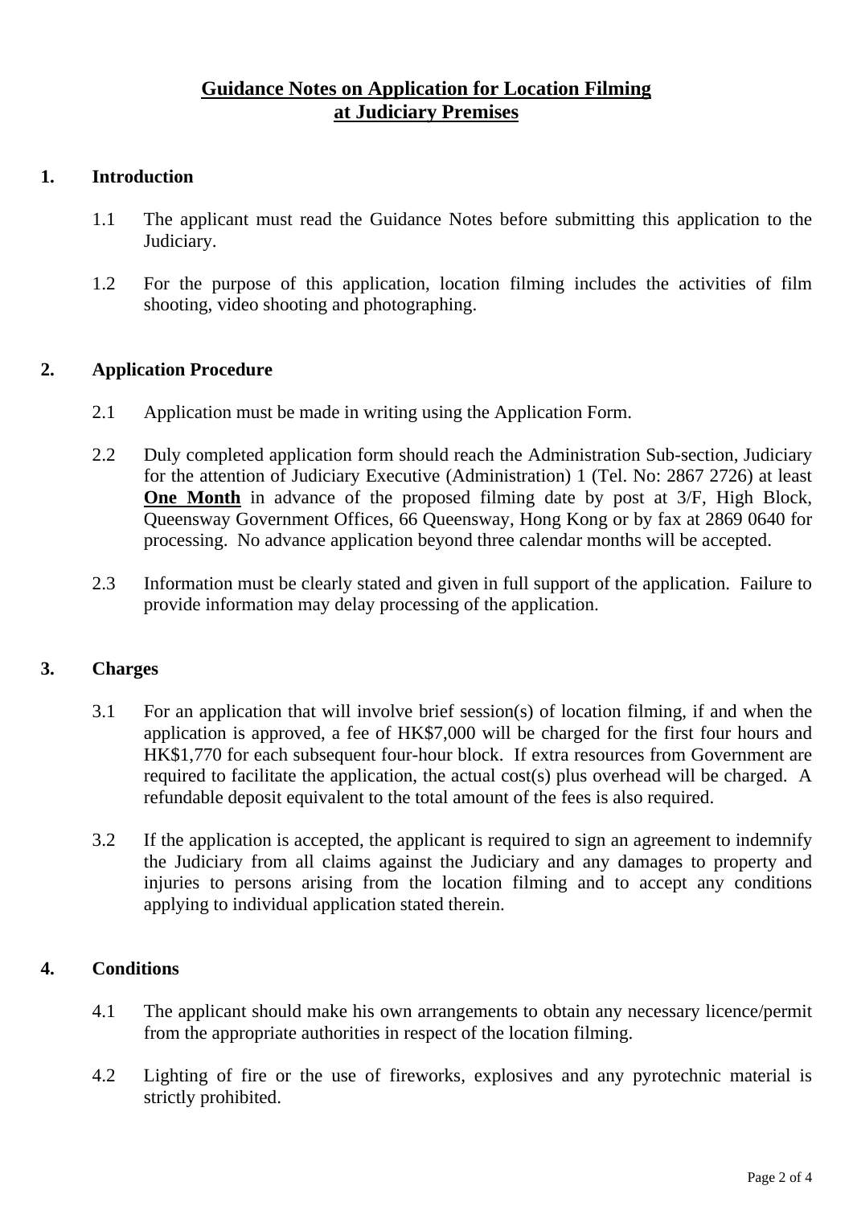# Guidance Notes on Application for Location Filming at Judiciary Premises

## 1. Introduction

1.1 The applicant must read the Guidance Notes before submitting this application to the Judiciary.

1.2 For the purpose of this application, location filming includes the activities of film shooting, video shooting and photographing.

## 2. Application Procedure

2.1 Application must be made in writing using the Application Form.

2.2 Duly completed application form should reach the Administration Sub-section, Judiciary for the attention of Judiciary Executive (Administration) 1 (Tel. No: 2867 2726) at least **One Month** in advance of the proposed filming date by post at 3/F, High Block, Queensway Government Offices, 66 Queensway, Hong Kong or by fax at 2869 0640 for processing. No advance application beyond three calendar months will be accepted.

2.3 Information must be clearly stated and given in full support of the application. Failure to provide information may delay processing of the application.

## 3. Charges

3.1 For an application that will involve brief session(s) of location filming, if and when the application is approved, a fee of HK$7,000 will be charged for the first four hours and HK$1,770 for each subsequent four-hour block. If extra resources from Government are required to facilitate the application, the actual cost(s) plus overhead will be charged. A refundable deposit equivalent to the total amount of the fees is also required.

3.2 If the application is accepted, the applicant is required to sign an agreement to indemnify the Judiciary from all claims against the Judiciary and any damages to property and injuries to persons arising from the location filming and to accept any conditions applying to individual application stated therein.

## 4. Conditions

4.1 The applicant should make his own arrangements to obtain any necessary licence/permit from the appropriate authorities in respect of the location filming.

4.2 Lighting of fire or the use of fireworks, explosives and any pyrotechnic material is strictly prohibited.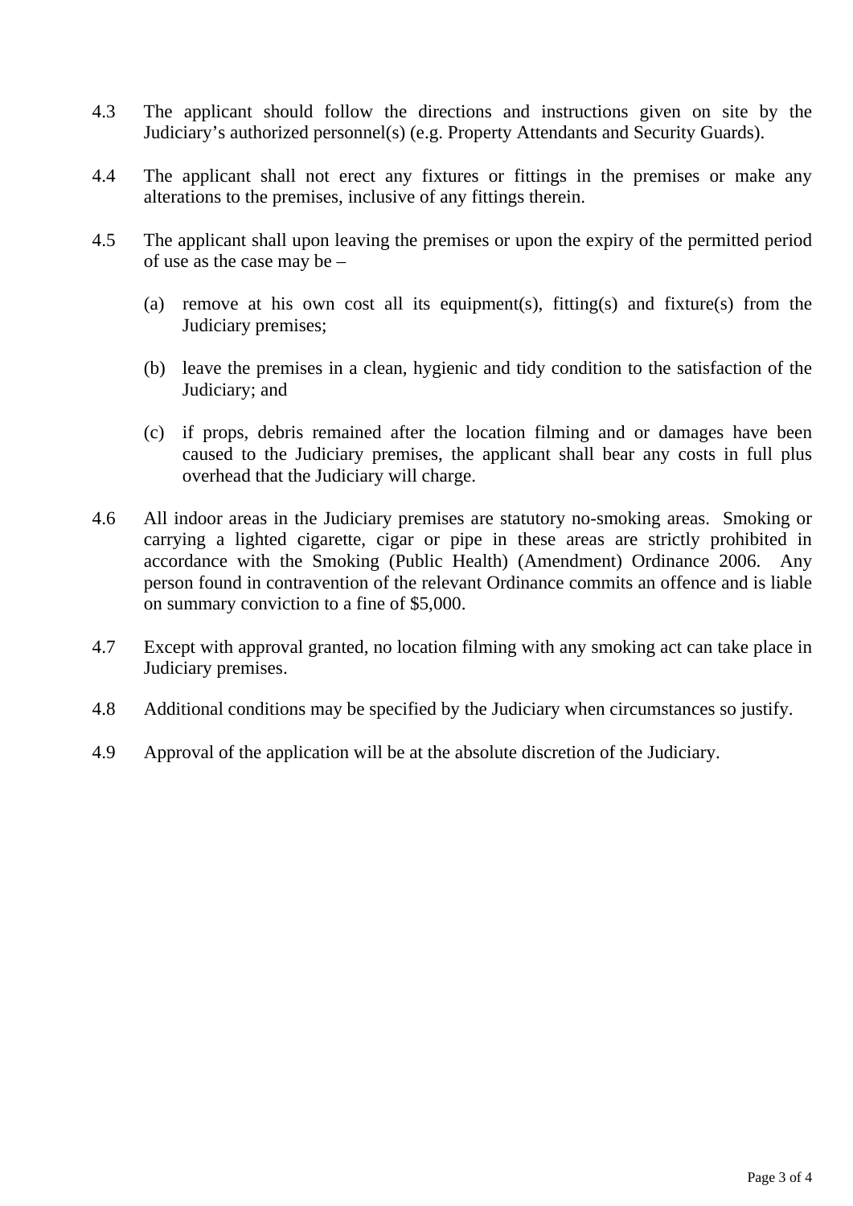4.3 The applicant should follow the directions and instructions given on site by the Judiciary's authorized personnel(s) (e.g. Property Attendants and Security Guards).

4.4 The applicant shall not erect any fixtures or fittings in the premises or make any alterations to the premises, inclusive of any fittings therein.

4.5 The applicant shall upon leaving the premises or upon the expiry of the permitted period of use as the case may be –

(a) remove at his own cost all its equipment(s), fitting(s) and fixture(s) from the Judiciary premises;

(b) leave the premises in a clean, hygienic and tidy condition to the satisfaction of the Judiciary; and

(c) if props, debris remained after the location filming and or damages have been caused to the Judiciary premises, the applicant shall bear any costs in full plus overhead that the Judiciary will charge.

4.6 All indoor areas in the Judiciary premises are statutory no-smoking areas. Smoking or carrying a lighted cigarette, cigar or pipe in these areas are strictly prohibited in accordance with the Smoking (Public Health) (Amendment) Ordinance 2006. Any person found in contravention of the relevant Ordinance commits an offence and is liable on summary conviction to a fine of $5,000.

4.7 Except with approval granted, no location filming with any smoking act can take place in Judiciary premises.

4.8 Additional conditions may be specified by the Judiciary when circumstances so justify.

4.9 Approval of the application will be at the absolute discretion of the Judiciary.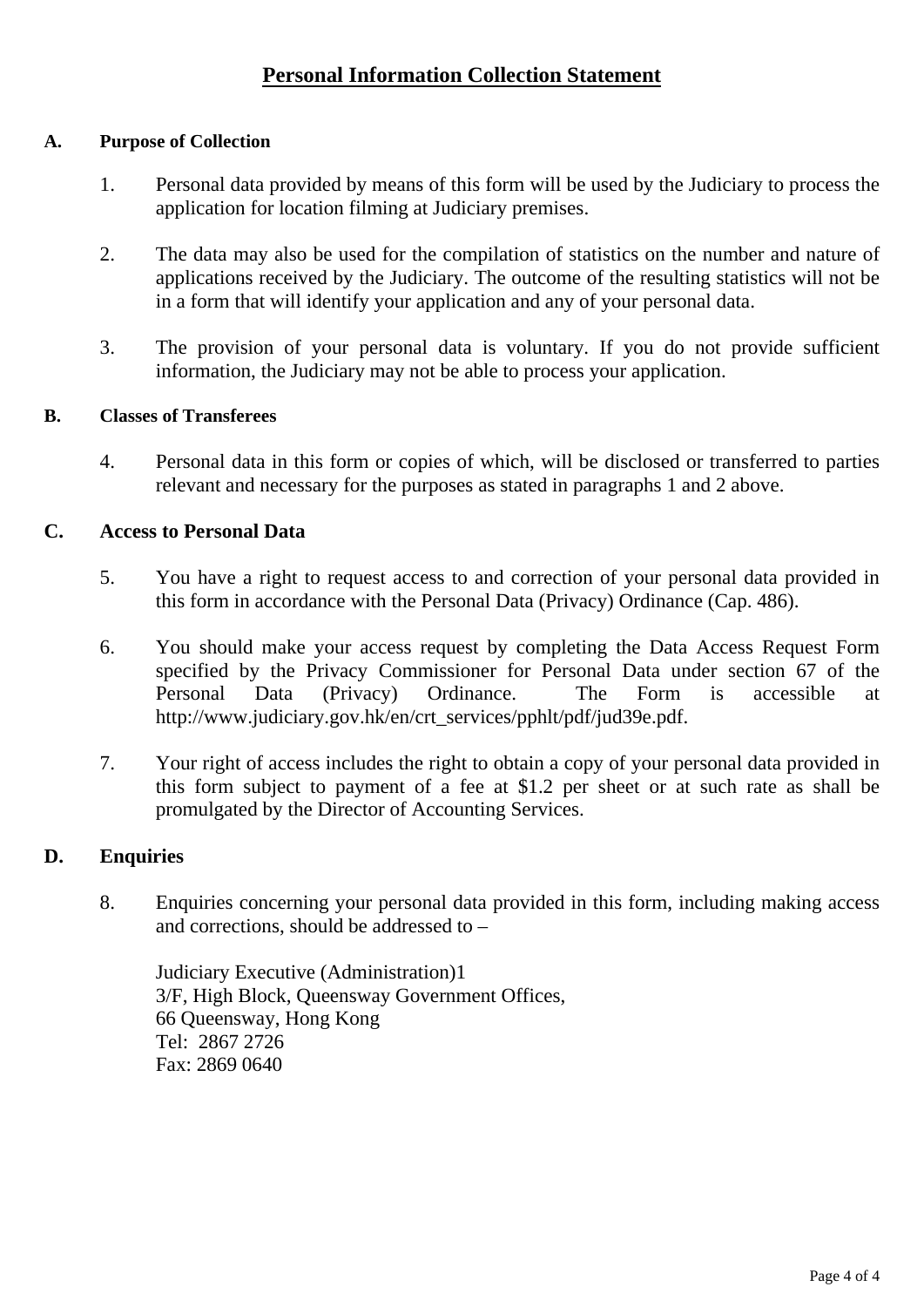# Personal Information Collection Statement

## A. Purpose of Collection

1. Personal data provided by means of this form will be used by the Judiciary to process the application for location filming at Judiciary premises.

2. The data may also be used for the compilation of statistics on the number and nature of applications received by the Judiciary. The outcome of the resulting statistics will not be in a form that will identify your application and any of your personal data.

3. The provision of your personal data is voluntary. If you do not provide sufficient information, the Judiciary may not be able to process your application.

## B. Classes of Transferees

4. Personal data in this form or copies of which, will be disclosed or transferred to parties relevant and necessary for the purposes as stated in paragraphs 1 and 2 above.

## C. Access to Personal Data

5. You have a right to request access to and correction of your personal data provided in this form in accordance with the Personal Data (Privacy) Ordinance (Cap. 486).

6. You should make your access request by completing the Data Access Request Form specified by the Privacy Commissioner for Personal Data under section 67 of the Personal Data (Privacy) Ordinance. The Form is accessible at http://www.judiciary.gov.hk/en/crt_services/pphlt/pdf/jud39e.pdf.

7. Your right of access includes the right to obtain a copy of your personal data provided in this form subject to payment of a fee at $1.2 per sheet or at such rate as shall be promulgated by the Director of Accounting Services.

## D. Enquiries

8. Enquiries concerning your personal data provided in this form, including making access and corrections, should be addressed to –

   Judiciary Executive (Administration)1
   3/F, High Block, Queensway Government Offices,
   66 Queensway, Hong Kong
   Tel: 2867 2726
   Fax: 2869 0640